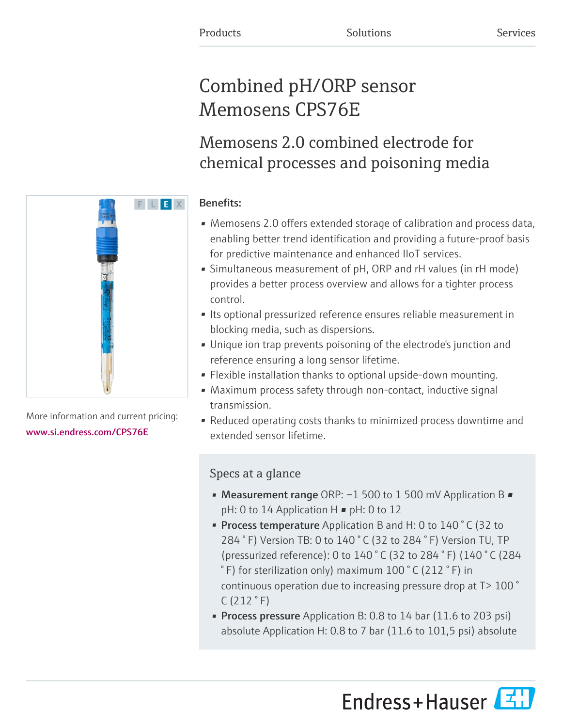Products Solutions Services

# Combined pH/ORP sensor Memosens CPS76E

## Memosens 2.0 combined electrode for chemical processes and poisoning media

More information and current pricing:
www.si.endress.com/CPS76E

### Benefits:

- Memosens 2.0 offers extended storage of calibration and process data, enabling better trend identification and providing a future-proof basis for predictive maintenance and enhanced IIoT services.
- Simultaneous measurement of pH, ORP and rH values (in rH mode) provides a better process overview and allows for a tighter process control.
- Its optional pressurized reference ensures reliable measurement in blocking media, such as dispersions.
- Unique ion trap prevents poisoning of the electrode's junction and reference ensuring a long sensor lifetime.
- Flexible installation thanks to optional upside-down mounting.
- Maximum process safety through non-contact, inductive signal transmission.
- Reduced operating costs thanks to minimized process downtime and extended sensor lifetime.

### Specs at a glance

- **Measurement range** ORP: −1 500 to 1 500 mV Application B ▪ pH: 0 to 14 Application H ▪ pH: 0 to 12
- **Process temperature** Application B and H: 0 to 140 ˚C (32 to 284 ˚F) Version TB: 0 to 140 ˚C (32 to 284 ˚F) Version TU, TP (pressurized reference): 0 to 140 ˚C (32 to 284 ˚F) (140 ˚C (284 ˚F) for sterilization only) maximum 100 ˚C (212 ˚F) in continuous operation due to increasing pressure drop at T> 100 ˚C (212 ˚F)
- **Process pressure** Application B: 0.8 to 14 bar (11.6 to 203 psi) absolute Application H: 0.8 to 7 bar (11.6 to 101,5 psi) absolute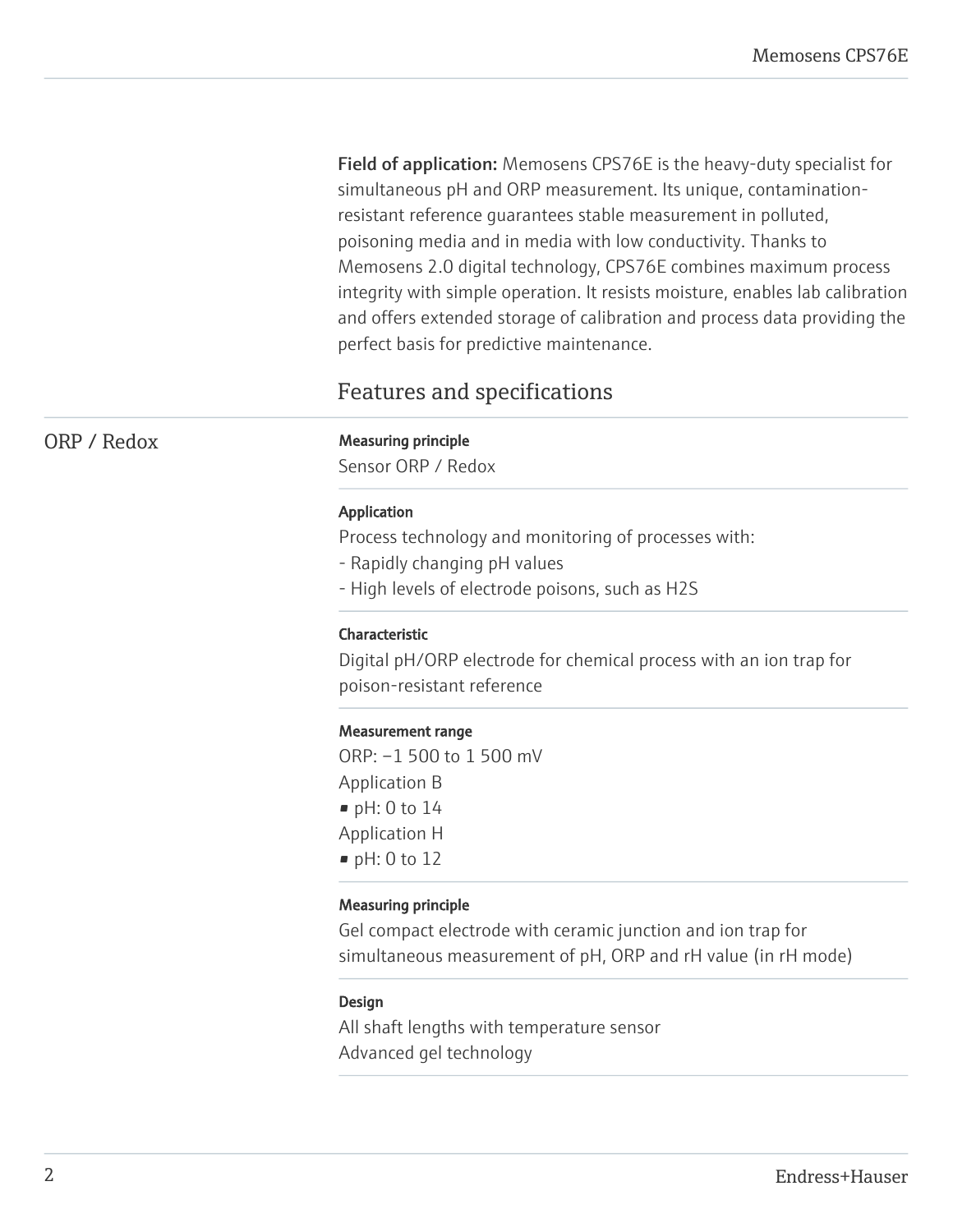**Field of application:** Memosens CPS76E is the heavy-duty specialist for simultaneous pH and ORP measurement. Its unique, contamination-resistant reference guarantees stable measurement in polluted, poisoning media and in media with low conductivity. Thanks to Memosens 2.0 digital technology, CPS76E combines maximum process integrity with simple operation. It resists moisture, enables lab calibration and offers extended storage of calibration and process data providing the perfect basis for predictive maintenance.

## Features and specifications

### ORP / Redox

**Measuring principle**

Sensor ORP / Redox

**Application**

Process technology and monitoring of processes with:
- Rapidly changing pH values
- High levels of electrode poisons, such as $H_2S$

**Characteristic**

Digital pH/ORP electrode for chemical process with an ion trap for poison-resistant reference

**Measurement range**

ORP: −1 500 to 1 500 mV

Application B

- pH: 0 to 14

Application H

- pH: 0 to 12

**Measuring principle**

Gel compact electrode with ceramic junction and ion trap for simultaneous measurement of pH, ORP and rH value (in rH mode)

**Design**

All shaft lengths with temperature sensor
Advanced gel technology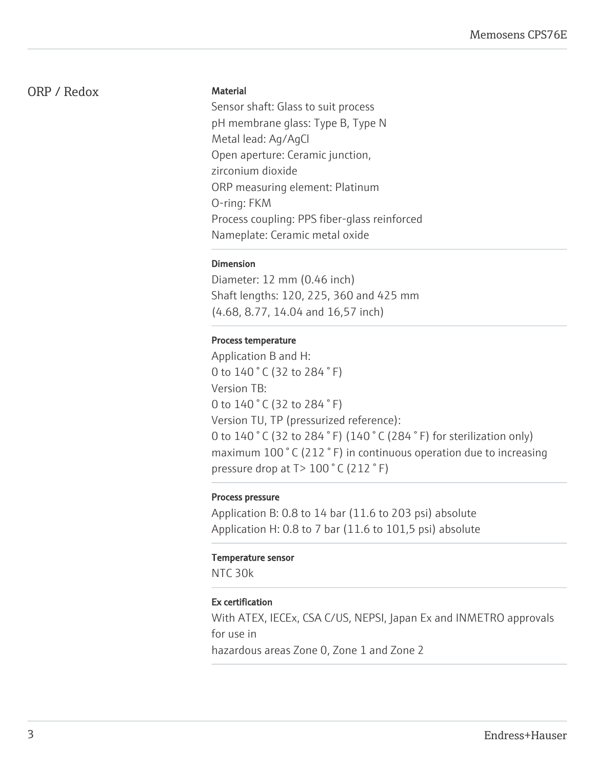## ORP / Redox

#### Material

Sensor shaft: Glass to suit process
pH membrane glass: Type B, Type N
Metal lead: Ag/AgCl
Open aperture: Ceramic junction, zirconium dioxide
ORP measuring element: Platinum
O-ring: FKM
Process coupling: PPS fiber-glass reinforced
Nameplate: Ceramic metal oxide

#### Dimension

Diameter: 12 mm (0.46 inch)
Shaft lengths: 120, 225, 360 and 425 mm
(4.68, 8.77, 14.04 and 16,57 inch)

#### Process temperature

Application B and H:
0 to 140 ˚C (32 to 284 ˚F)
Version TB:
0 to 140 ˚C (32 to 284 ˚F)
Version TU, TP (pressurized reference):
0 to 140 ˚C (32 to 284 ˚F) (140 ˚C (284 ˚F) for sterilization only)
maximum 100 ˚C (212 ˚F) in continuous operation due to increasing pressure drop at T> 100 ˚C (212 ˚F)

#### Process pressure

Application B: 0.8 to 14 bar (11.6 to 203 psi) absolute
Application H: 0.8 to 7 bar (11.6 to 101,5 psi) absolute

#### Temperature sensor

NTC 30k

#### Ex certification

With ATEX, IECEx, CSA C/US, NEPSI, Japan Ex and INMETRO approvals for use in
hazardous areas Zone 0, Zone 1 and Zone 2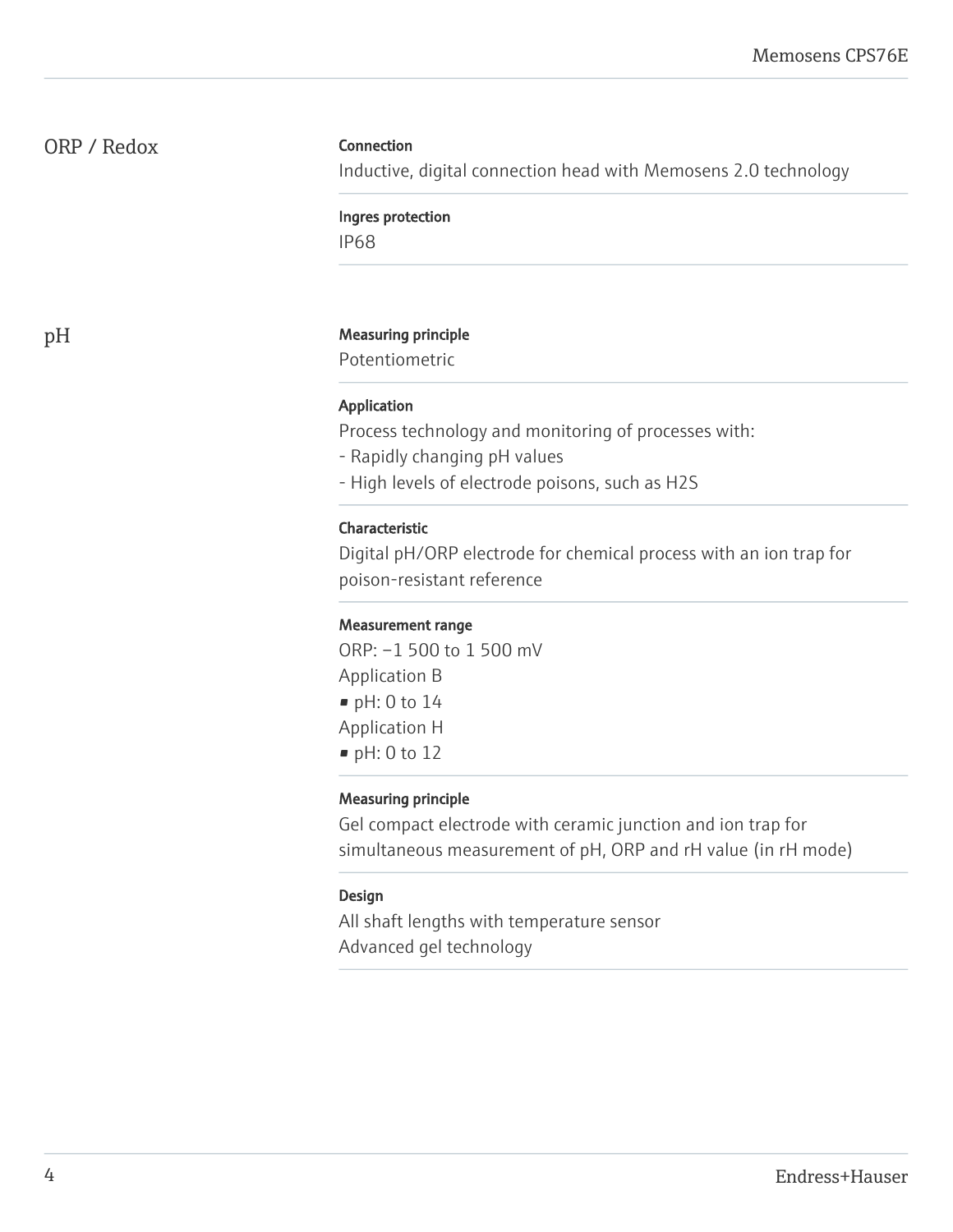## ORP / Redox

**Connection**

Inductive, digital connection head with Memosens 2.0 technology

**Ingres protection**

IP68

## pH

**Measuring principle**

Potentiometric

**Application**

Process technology and monitoring of processes with:
- Rapidly changing pH values
- High levels of electrode poisons, such as H2S

**Characteristic**

Digital pH/ORP electrode for chemical process with an ion trap for poison-resistant reference

**Measurement range**

ORP: −1 500 to 1 500 mV
Application B
- pH: 0 to 14

Application H
- pH: 0 to 12

**Measuring principle**

Gel compact electrode with ceramic junction and ion trap for simultaneous measurement of pH, ORP and rH value (in rH mode)

**Design**

All shaft lengths with temperature sensor
Advanced gel technology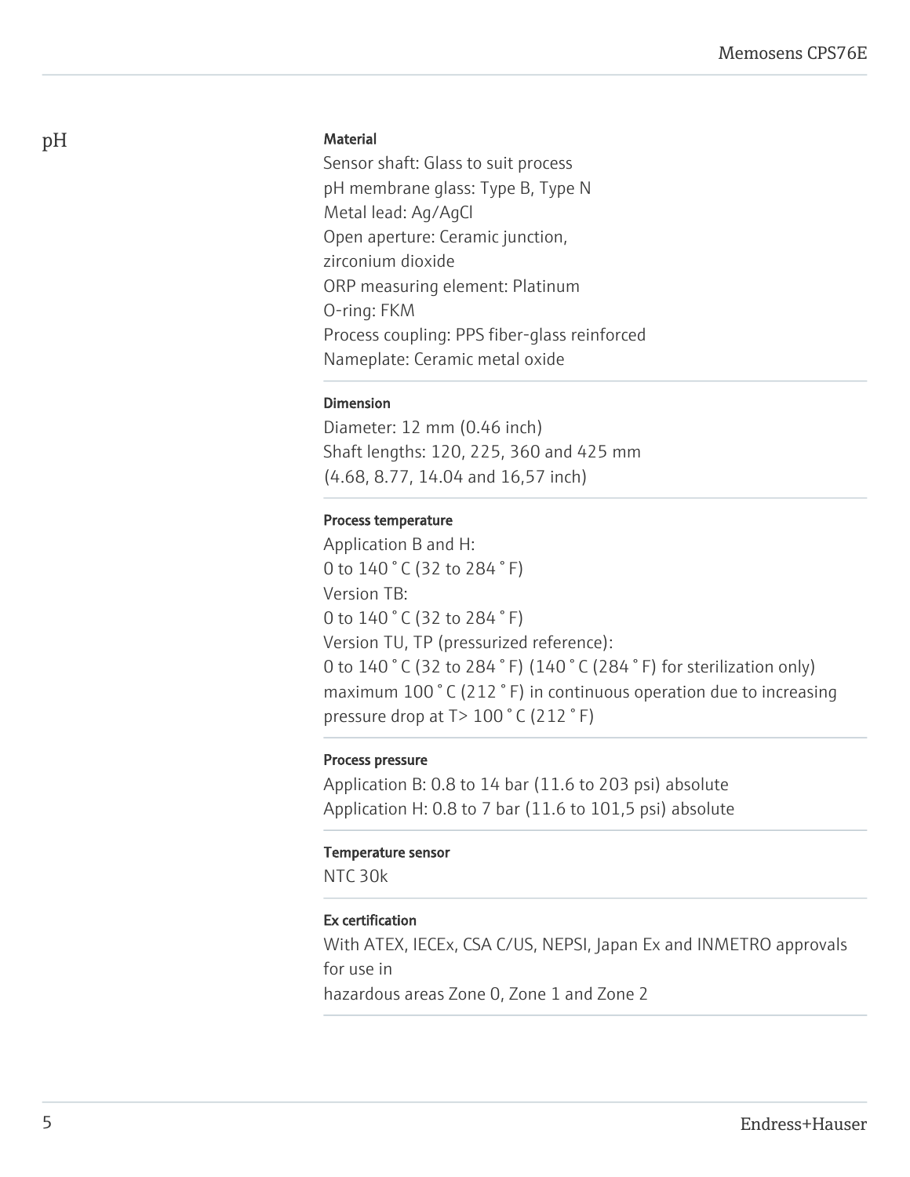## pH

### Material

Sensor shaft: Glass to suit process
pH membrane glass: Type B, Type N
Metal lead: Ag/AgCl
Open aperture: Ceramic junction,
zirconium dioxide
ORP measuring element: Platinum
O-ring: FKM
Process coupling: PPS fiber-glass reinforced
Nameplate: Ceramic metal oxide

### Dimension

Diameter: 12 mm (0.46 inch)
Shaft lengths: 120, 225, 360 and 425 mm
(4.68, 8.77, 14.04 and 16,57 inch)

### Process temperature

Application B and H:
0 to 140 ° C (32 to 284 ° F)
Version TB:
0 to 140 ° C (32 to 284 ° F)
Version TU, TP (pressurized reference):
0 to 140 ° C (32 to 284 ° F) (140 ° C (284 ° F) for sterilization only)
maximum 100 ° C (212 ° F) in continuous operation due to increasing pressure drop at T> 100 ° C (212 ° F)

### Process pressure

Application B: 0.8 to 14 bar (11.6 to 203 psi) absolute
Application H: 0.8 to 7 bar (11.6 to 101,5 psi) absolute

### Temperature sensor

NTC 30k

### Ex certification

With ATEX, IECEx, CSA C/US, NEPSI, Japan Ex and INMETRO approvals for use in
hazardous areas Zone 0, Zone 1 and Zone 2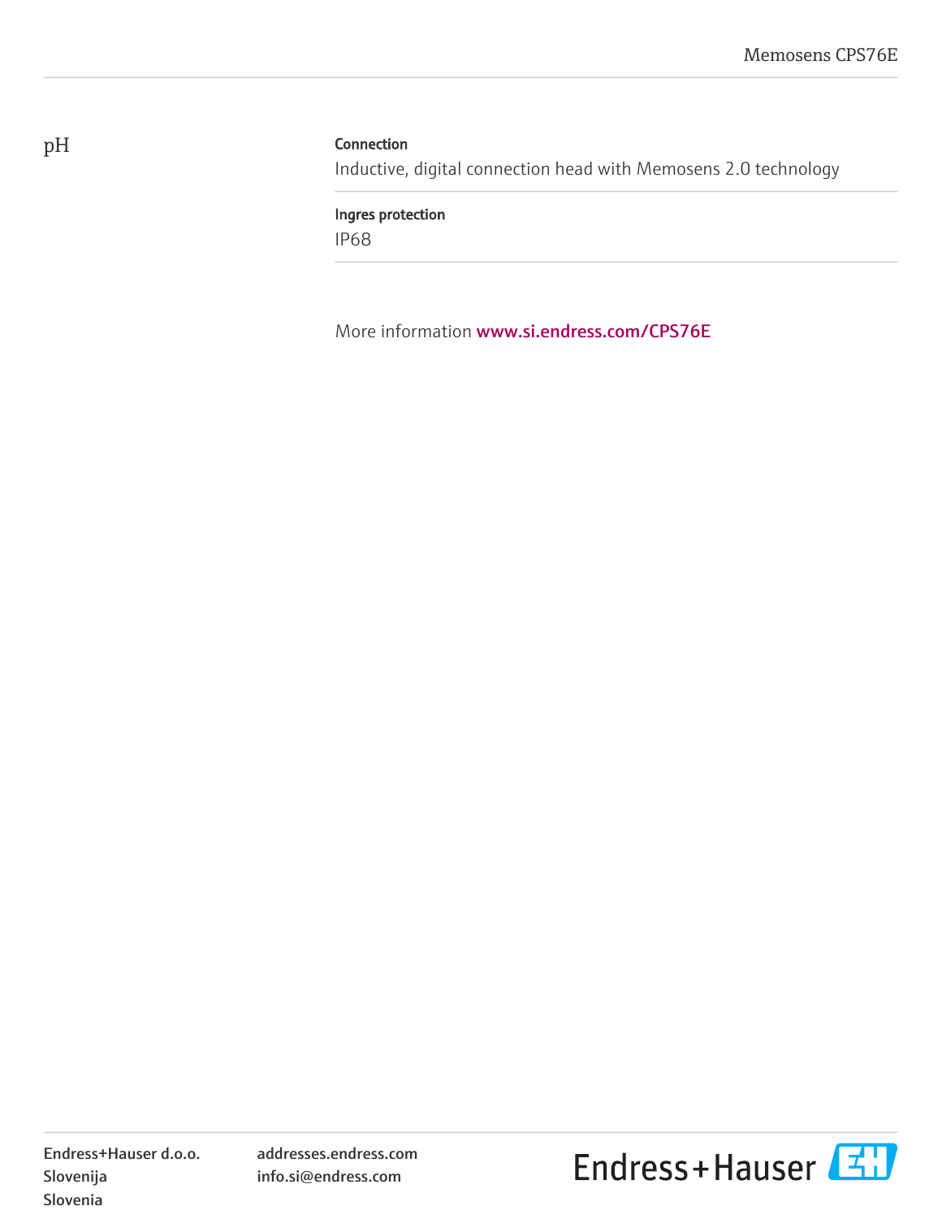## pH

**Connection**

Inductive, digital connection head with Memosens 2.0 technology

**Ingres protection**

IP68

More information **www.si.endress.com/CPS76E**

Endress+Hauser d.o.o.
Slovenija
Slovenia

addresses.endress.com
info.si@endress.com